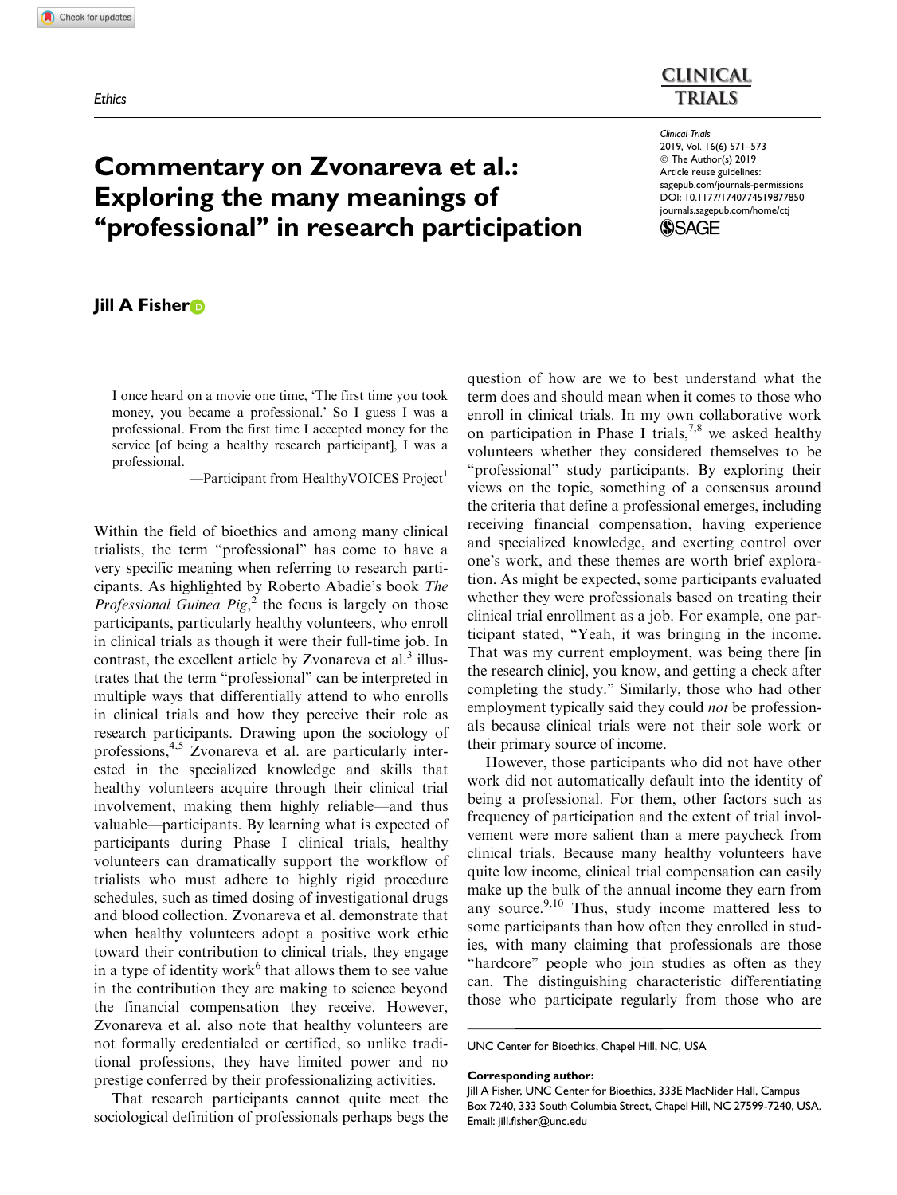Ethics

# Commentary on Zvonareva et al.: Exploring the many meanings of "professional" in research participation

**Jill A Fisher**

> I once heard on a movie one time, 'The first time you took money, you became a professional.' So I guess I was a professional. From the first time I accepted money for the service [of being a healthy research participant], I was a professional.
>
> —Participant from HealthyVOICES Project[1]

Within the field of bioethics and among many clinical trialists, the term "professional" has come to have a very specific meaning when referring to research participants. As highlighted by Roberto Abadie's book *The Professional Guinea Pig*,[2] the focus is largely on those participants, particularly healthy volunteers, who enroll in clinical trials as though it were their full-time job. In contrast, the excellent article by Zvonareva et al.[3] illustrates that the term "professional" can be interpreted in multiple ways that differentially attend to who enrolls in clinical trials and how they perceive their role as research participants. Drawing upon the sociology of professions,[4,5] Zvonareva et al. are particularly interested in the specialized knowledge and skills that healthy volunteers acquire through their clinical trial involvement, making them highly reliable—and thus valuable—participants. By learning what is expected of participants during Phase I clinical trials, healthy volunteers can dramatically support the workflow of trialists who must adhere to highly rigid procedure schedules, such as timed dosing of investigational drugs and blood collection. Zvonareva et al. demonstrate that when healthy volunteers adopt a positive work ethic toward their contribution to clinical trials, they engage in a type of identity work[6] that allows them to see value in the contribution they are making to science beyond the financial compensation they receive. However, Zvonareva et al. also note that healthy volunteers are not formally credentialed or certified, so unlike traditional professions, they have limited power and no prestige conferred by their professionalizing activities.

That research participants cannot quite meet the sociological definition of professionals perhaps begs the question of how are we to best understand what the term does and should mean when it comes to those who enroll in clinical trials. In my own collaborative work on participation in Phase I trials,[7,8] we asked healthy volunteers whether they considered themselves to be "professional" study participants. By exploring their views on the topic, something of a consensus around the criteria that define a professional emerges, including receiving financial compensation, having experience and specialized knowledge, and exerting control over one's work, and these themes are worth brief exploration. As might be expected, some participants evaluated whether they were professionals based on treating their clinical trial enrollment as a job. For example, one participant stated, "Yeah, it was bringing in the income. That was my current employment, was being there [in the research clinic], you know, and getting a check after completing the study." Similarly, those who had other employment typically said they could *not* be professionals because clinical trials were not their sole work or their primary source of income.

However, those participants who did not have other work did not automatically default into the identity of being a professional. For them, other factors such as frequency of participation and the extent of trial involvement were more salient than a mere paycheck from clinical trials. Because many healthy volunteers have quite low income, clinical trial compensation can easily make up the bulk of the annual income they earn from any source.[9,10] Thus, study income mattered less to some participants than how often they enrolled in studies, with many claiming that professionals are those "hardcore" people who join studies as often as they can. The distinguishing characteristic differentiating those who participate regularly from those who are

UNC Center for Bioethics, Chapel Hill, NC, USA

**Corresponding author:**
Jill A Fisher, UNC Center for Bioethics, 333E MacNider Hall, Campus Box 7240, 333 South Columbia Street, Chapel Hill, NC 27599-7240, USA.
Email: jill.fisher@unc.edu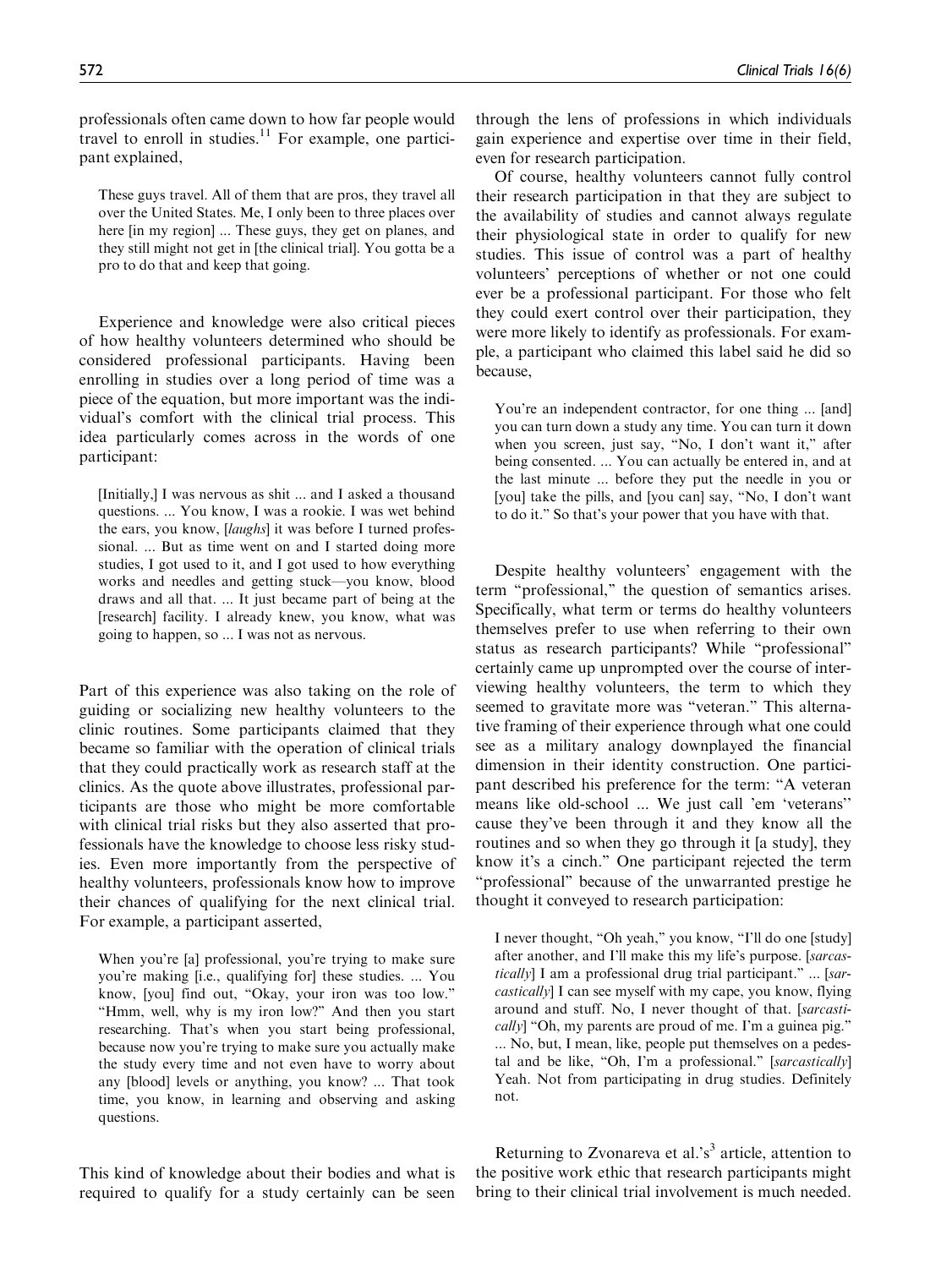professionals often came down to how far people would travel to enroll in studies.[11] For example, one participant explained,

> These guys travel. All of them that are pros, they travel all over the United States. Me, I only been to three places over here [in my region] ... These guys, they get on planes, and they still might not get in [the clinical trial]. You gotta be a pro to do that and keep that going.

Experience and knowledge were also critical pieces of how healthy volunteers determined who should be considered professional participants. Having been enrolling in studies over a long period of time was a piece of the equation, but more important was the individual's comfort with the clinical trial process. This idea particularly comes across in the words of one participant:

> [Initially,] I was nervous as shit ... and I asked a thousand questions. ... You know, I was a rookie. I was wet behind the ears, you know, [*laughs*] it was before I turned professional. ... But as time went on and I started doing more studies, I got used to it, and I got used to how everything works and needles and getting stuck—you know, blood draws and all that. ... It just became part of being at the [research] facility. I already knew, you know, what was going to happen, so ... I was not as nervous.

Part of this experience was also taking on the role of guiding or socializing new healthy volunteers to the clinic routines. Some participants claimed that they became so familiar with the operation of clinical trials that they could practically work as research staff at the clinics. As the quote above illustrates, professional participants are those who might be more comfortable with clinical trial risks but they also asserted that professionals have the knowledge to choose less risky studies. Even more importantly from the perspective of healthy volunteers, professionals know how to improve their chances of qualifying for the next clinical trial. For example, a participant asserted,

> When you're [a] professional, you're trying to make sure you're making [i.e., qualifying for] these studies. ... You know, [you] find out, "Okay, your iron was too low." "Hmm, well, why is my iron low?" And then you start researching. That's when you start being professional, because now you're trying to make sure you actually make the study every time and not even have to worry about any [blood] levels or anything, you know? ... That took time, you know, in learning and observing and asking questions.

This kind of knowledge about their bodies and what is required to qualify for a study certainly can be seen through the lens of professions in which individuals gain experience and expertise over time in their field, even for research participation.

Of course, healthy volunteers cannot fully control their research participation in that they are subject to the availability of studies and cannot always regulate their physiological state in order to qualify for new studies. This issue of control was a part of healthy volunteers' perceptions of whether or not one could ever be a professional participant. For those who felt they could exert control over their participation, they were more likely to identify as professionals. For example, a participant who claimed this label said he did so because,

> You're an independent contractor, for one thing ... [and] you can turn down a study any time. You can turn it down when you screen, just say, "No, I don't want it," after being consented. ... You can actually be entered in, and at the last minute ... before they put the needle in you or [you] take the pills, and [you can] say, "No, I don't want to do it." So that's your power that you have with that.

Despite healthy volunteers' engagement with the term "professional," the question of semantics arises. Specifically, what term or terms do healthy volunteers themselves prefer to use when referring to their own status as research participants? While "professional" certainly came up unprompted over the course of interviewing healthy volunteers, the term to which they seemed to gravitate more was "veteran." This alternative framing of their experience through what one could see as a military analogy downplayed the financial dimension in their identity construction. One participant described his preference for the term: "A veteran means like old-school ... We just call 'em 'veterans'' cause they've been through it and they know all the routines and so when they go through it [a study], they know it's a cinch." One participant rejected the term "professional" because of the unwarranted prestige he thought it conveyed to research participation:

> I never thought, "Oh yeah," you know, "I'll do one [study] after another, and I'll make this my life's purpose. [*sarcastically*] I am a professional drug trial participant." ... [*sarcastically*] I can see myself with my cape, you know, flying around and stuff. No, I never thought of that. [*sarcastically*] "Oh, my parents are proud of me. I'm a guinea pig." ... No, but, I mean, like, people put themselves on a pedestal and be like, "Oh, I'm a professional." [*sarcastically*] Yeah. Not from participating in drug studies. Definitely not.

Returning to Zvonareva et al.'s[3] article, attention to the positive work ethic that research participants might bring to their clinical trial involvement is much needed.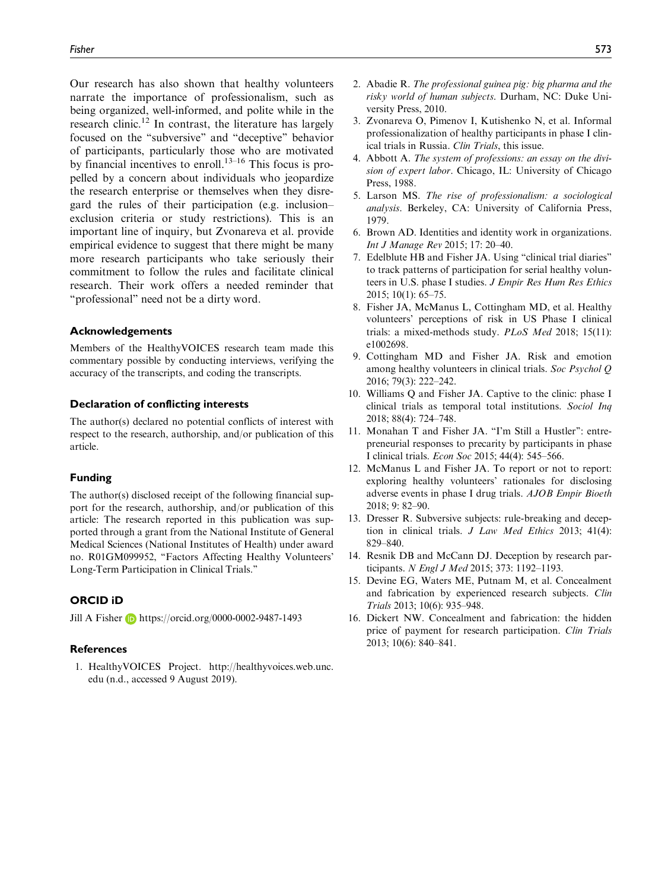Our research has also shown that healthy volunteers narrate the importance of professionalism, such as being organized, well-informed, and polite while in the research clinic.[12] In contrast, the literature has largely focused on the "subversive" and "deceptive" behavior of participants, particularly those who are motivated by financial incentives to enroll.[13–16] This focus is propelled by a concern about individuals who jeopardize the research enterprise or themselves when they disregard the rules of their participation (e.g. inclusion–exclusion criteria or study restrictions). This is an important line of inquiry, but Zvonareva et al. provide empirical evidence to suggest that there might be many more research participants who take seriously their commitment to follow the rules and facilitate clinical research. Their work offers a needed reminder that "professional" need not be a dirty word.

## Acknowledgements

Members of the HealthyVOICES research team made this commentary possible by conducting interviews, verifying the accuracy of the transcripts, and coding the transcripts.

## Declaration of conflicting interests

The author(s) declared no potential conflicts of interest with respect to the research, authorship, and/or publication of this article.

## Funding

The author(s) disclosed receipt of the following financial support for the research, authorship, and/or publication of this article: The research reported in this publication was supported through a grant from the National Institute of General Medical Sciences (National Institutes of Health) under award no. R01GM099952, "Factors Affecting Healthy Volunteers' Long-Term Participation in Clinical Trials."

## ORCID iD

Jill A Fisher https://orcid.org/0000-0002-9487-1493

## References

1. HealthyVOICES Project. http://healthyvoices.web.unc.edu (n.d., accessed 9 August 2019).
2. Abadie R. *The professional guinea pig: big pharma and the risky world of human subjects*. Durham, NC: Duke University Press, 2010.
3. Zvonareva O, Pimenov I, Kutishenko N, et al. Informal professionalization of healthy participants in phase I clinical trials in Russia. *Clin Trials*, this issue.
4. Abbott A. *The system of professions: an essay on the division of expert labor*. Chicago, IL: University of Chicago Press, 1988.
5. Larson MS. *The rise of professionalism: a sociological analysis*. Berkeley, CA: University of California Press, 1979.
6. Brown AD. Identities and identity work in organizations. *Int J Manage Rev* 2015; 17: 20–40.
7. Edelblute HB and Fisher JA. Using "clinical trial diaries" to track patterns of participation for serial healthy volunteers in U.S. phase I studies. *J Empir Res Hum Res Ethics* 2015; 10(1): 65–75.
8. Fisher JA, McManus L, Cottingham MD, et al. Healthy volunteers' perceptions of risk in US Phase I clinical trials: a mixed-methods study. *PLoS Med* 2018; 15(11): e1002698.
9. Cottingham MD and Fisher JA. Risk and emotion among healthy volunteers in clinical trials. *Soc Psychol Q* 2016; 79(3): 222–242.
10. Williams Q and Fisher JA. Captive to the clinic: phase I clinical trials as temporal total institutions. *Sociol Inq* 2018; 88(4): 724–748.
11. Monahan T and Fisher JA. "I'm Still a Hustler": entrepreneurial responses to precarity by participants in phase I clinical trials. *Econ Soc* 2015; 44(4): 545–566.
12. McManus L and Fisher JA. To report or not to report: exploring healthy volunteers' rationales for disclosing adverse events in phase I drug trials. *AJOB Empir Bioeth* 2018; 9: 82–90.
13. Dresser R. Subversive subjects: rule-breaking and deception in clinical trials. *J Law Med Ethics* 2013; 41(4): 829–840.
14. Resnik DB and McCann DJ. Deception by research participants. *N Engl J Med* 2015; 373: 1192–1193.
15. Devine EG, Waters ME, Putnam M, et al. Concealment and fabrication by experienced research subjects. *Clin Trials* 2013; 10(6): 935–948.
16. Dickert NW. Concealment and fabrication: the hidden price of payment for research participation. *Clin Trials* 2013; 10(6): 840–841.